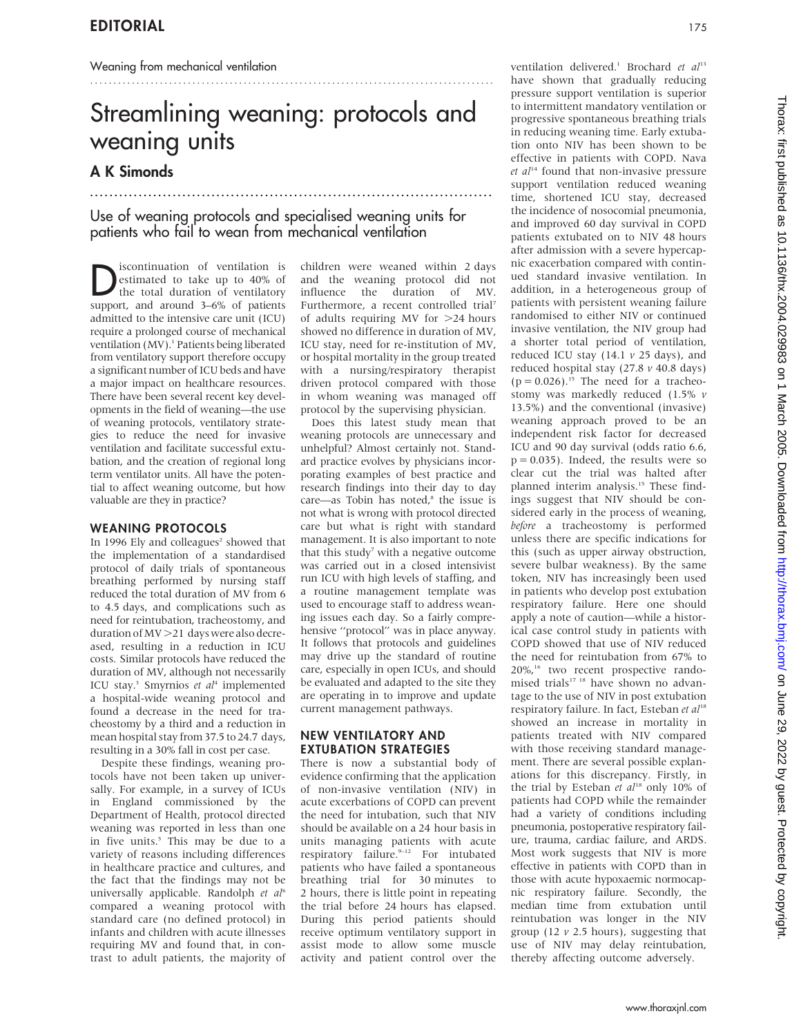Weaning from mechanical ventilation

# Streamlining weaning: protocols and weaning units

## A K Simonds

Use of weaning protocols and specialised weaning units for patients who fail to wean from mechanical ventilation

Discontinuation of ventilation is estimated to take up to 40% of the total duration of ventilatory support, and around 3–6% of patients admitted to the intensive care unit (ICU) require a prolonged course of mechanical ventilation (MV).[1] Patients being liberated from ventilatory support therefore occupy a significant number of ICU beds and have a major impact on healthcare resources. There have been several recent key developments in the field of weaning—the use of weaning protocols, ventilatory strategies to reduce the need for invasive ventilation and facilitate successful extubation, and the creation of regional long term ventilator units. All have the potential to affect weaning outcome, but how valuable are they in practice?

### WEANING PROTOCOLS

In 1996 Ely and colleagues[2] showed that the implementation of a standardised protocol of daily trials of spontaneous breathing performed by nursing staff reduced the total duration of MV from 6 to 4.5 days, and complications such as need for reintubation, tracheostomy, and duration of MV >21 days were also decreased, resulting in a reduction in ICU costs. Similar protocols have reduced the duration of MV, although not necessarily ICU stay.[3] Smyrnios *et al*[4] implemented a hospital-wide weaning protocol and found a decrease in the need for tracheostomy by a third and a reduction in mean hospital stay from 37.5 to 24.7 days, resulting in a 30% fall in cost per case.

Despite these findings, weaning protocols have not been taken up universally. For example, in a survey of ICUs in England commissioned by the Department of Health, protocol directed weaning was reported in less than one in five units.[5] This may be due to a variety of reasons including differences in healthcare practice and cultures, and the fact that the findings may not be universally applicable. Randolph *et al*[6] compared a weaning protocol with standard care (no defined protocol) in infants and children with acute illnesses requiring MV and found that, in contrast to adult patients, the majority of children were weaned within 2 days and the weaning protocol did not influence the duration of MV. Furthermore, a recent controlled trial[7] of adults requiring MV for >24 hours showed no difference in duration of MV, ICU stay, need for re-institution of MV, or hospital mortality in the group treated with a nursing/respiratory therapist driven protocol compared with those in whom weaning was managed off protocol by the supervising physician.

Does this latest study mean that weaning protocols are unnecessary and unhelpful? Almost certainly not. Standard practice evolves by physicians incorporating examples of best practice and research findings into their day to day care—as Tobin has noted,[8] the issue is not what is wrong with protocol directed care but what is right with standard management. It is also important to note that this study[7] with a negative outcome was carried out in a closed intensivist run ICU with high levels of staffing, and a routine management template was used to encourage staff to address weaning issues each day. So a fairly comprehensive "protocol" was in place anyway. It follows that protocols and guidelines may drive up the standard of routine care, especially in open ICUs, and should be evaluated and adapted to the site they are operating in to improve and update current management pathways.

### NEW VENTILATORY AND EXTUBATION STRATEGIES

There is now a substantial body of evidence confirming that the application of non-invasive ventilation (NIV) in acute exacerbations of COPD can prevent the need for intubation, such that NIV should be available on a 24 hour basis in units managing patients with acute respiratory failure.[9–12] For intubated patients who have failed a spontaneous breathing trial for 30 minutes to 2 hours, there is little point in repeating the trial before 24 hours has elapsed. During this period patients should receive optimum ventilatory support in assist mode to allow some muscle activity and patient control over the ventilation delivered.[1] Brochard *et al*[13] have shown that gradually reducing pressure support ventilation is superior to intermittent mandatory ventilation or progressive spontaneous breathing trials in reducing weaning time. Early extubation onto NIV has been shown to be effective in patients with COPD. Nava *et al*[14] found that non-invasive pressure support ventilation reduced weaning time, shortened ICU stay, decreased the incidence of nosocomial pneumonia, and improved 60 day survival in COPD patients extubated on to NIV 48 hours after admission with a severe hypercapnic exacerbation compared with continued standard invasive ventilation. In addition, in a heterogeneous group of patients with persistent weaning failure randomised to either NIV or continued invasive ventilation, the NIV group had a shorter total period of ventilation, reduced ICU stay (14.1 *v* 25 days), and reduced hospital stay (27.8 *v* 40.8 days) ($p = 0.026$).[15] The need for a tracheostomy was markedly reduced (1.5% *v* 13.5%) and the conventional (invasive) weaning approach proved to be an independent risk factor for decreased ICU and 90 day survival (odds ratio 6.6, $p = 0.035$). Indeed, the results were so clear cut the trial was halted after planned interim analysis.[15] These findings suggest that NIV should be considered early in the process of weaning, *before* a tracheostomy is performed unless there are specific indications for this (such as upper airway obstruction, severe bulbar weakness). By the same token, NIV has increasingly been used in patients who develop post extubation respiratory failure. Here one should apply a note of caution—while a historical case control study in patients with COPD showed that use of NIV reduced the need for reintubation from 67% to 20%,[16] two recent prospective randomised trials[17 18] have shown no advantage to the use of NIV in post extubation respiratory failure. In fact, Esteban *et al*[18] showed an increase in mortality in patients treated with NIV compared with those receiving standard management. There are several possible explanations for this discrepancy. Firstly, in the trial by Esteban *et al*[18] only 10% of patients had COPD while the remainder had a variety of conditions including pneumonia, postoperative respiratory failure, trauma, cardiac failure, and ARDS. Most work suggests that NIV is more effective in patients with COPD than in those with acute hypoxaemic normocapnic respiratory failure. Secondly, the median time from extubation until reintubation was longer in the NIV group (12 *v* 2.5 hours), suggesting that use of NIV may delay reintubation, thereby affecting outcome adversely.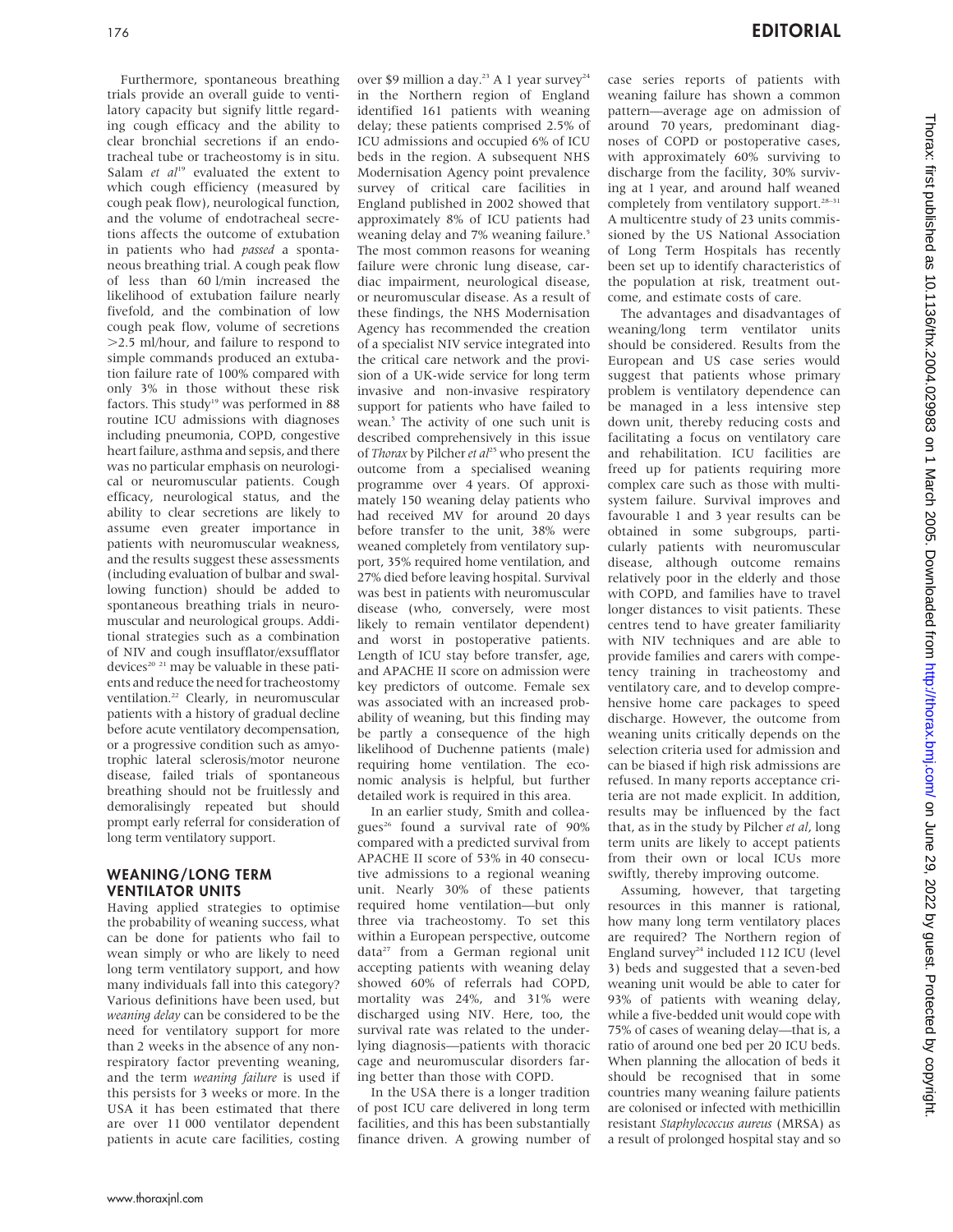Furthermore, spontaneous breathing trials provide an overall guide to ventilatory capacity but signify little regarding cough efficacy and the ability to clear bronchial secretions if an endotracheal tube or tracheostomy is in situ. Salam *et al*[19] evaluated the extent to which cough efficiency (measured by cough peak flow), neurological function, and the volume of endotracheal secretions affects the outcome of extubation in patients who had *passed* a spontaneous breathing trial. A cough peak flow of less than 60 l/min increased the likelihood of extubation failure nearly fivefold, and the combination of low cough peak flow, volume of secretions >2.5 ml/hour, and failure to respond to simple commands produced an extubation failure rate of 100% compared with only 3% in those without these risk factors. This study[19] was performed in 88 routine ICU admissions with diagnoses including pneumonia, COPD, congestive heart failure, asthma and sepsis, and there was no particular emphasis on neurological or neuromuscular patients. Cough efficacy, neurological status, and the ability to clear secretions are likely to assume even greater importance in patients with neuromuscular weakness, and the results suggest these assessments (including evaluation of bulbar and swallowing function) should be added to spontaneous breathing trials in neuromuscular and neurological groups. Additional strategies such as a combination of NIV and cough insufflator/exsufflator devices[20 21] may be valuable in these patients and reduce the need for tracheostomy ventilation.[22] Clearly, in neuromuscular patients with a history of gradual decline before acute ventilatory decompensation, or a progressive condition such as amyotrophic lateral sclerosis/motor neurone disease, failed trials of spontaneous breathing should not be fruitlessly and demoralisingly repeated but should prompt early referral for consideration of long term ventilatory support.

## WEANING/LONG TERM VENTILATOR UNITS

Having applied strategies to optimise the probability of weaning success, what can be done for patients who fail to wean simply or who are likely to need long term ventilatory support, and how many individuals fall into this category? Various definitions have been used, but *weaning delay* can be considered to be the need for ventilatory support for more than 2 weeks in the absence of any non-respiratory factor preventing weaning, and the term *weaning failure* is used if this persists for 3 weeks or more. In the USA it has been estimated that there are over 11 000 ventilator dependent patients in acute care facilities, costing over $9 million a day.[23] A 1 year survey[24] in the Northern region of England identified 161 patients with weaning delay; these patients comprised 2.5% of ICU admissions and occupied 6% of ICU beds in the region. A subsequent NHS Modernisation Agency point prevalence survey of critical care facilities in England published in 2002 showed that approximately 8% of ICU patients had weaning delay and 7% weaning failure.[5] The most common reasons for weaning failure were chronic lung disease, cardiac impairment, neurological disease, or neuromuscular disease. As a result of these findings, the NHS Modernisation Agency has recommended the creation of a specialist NIV service integrated into the critical care network and the provision of a UK-wide service for long term invasive and non-invasive respiratory support for patients who have failed to wean.[5] The activity of one such unit is described comprehensively in this issue of *Thorax* by Pilcher *et al*[25] who present the outcome from a specialised weaning programme over 4 years. Of approximately 150 weaning delay patients who had received MV for around 20 days before transfer to the unit, 38% were weaned completely from ventilatory support, 35% required home ventilation, and 27% died before leaving hospital. Survival was best in patients with neuromuscular disease (who, conversely, were most likely to remain ventilator dependent) and worst in postoperative patients. Length of ICU stay before transfer, age, and APACHE II score on admission were key predictors of outcome. Female sex was associated with an increased probability of weaning, but this finding may be partly a consequence of the high likelihood of Duchenne patients (male) requiring home ventilation. The economic analysis is helpful, but further detailed work is required in this area.

In an earlier study, Smith and colleagues[26] found a survival rate of 90% compared with a predicted survival from APACHE II score of 53% in 40 consecutive admissions to a regional weaning unit. Nearly 30% of these patients required home ventilation—but only three via tracheostomy. To set this within a European perspective, outcome data[27] from a German regional unit accepting patients with weaning delay showed 60% of referrals had COPD, mortality was 24%, and 31% were discharged using NIV. Here, too, the survival rate was related to the underlying diagnosis—patients with thoracic cage and neuromuscular disorders faring better than those with COPD.

In the USA there is a longer tradition of post ICU care delivered in long term facilities, and this has been substantially finance driven. A growing number of case series reports of patients with weaning failure has shown a common pattern—average age on admission of around 70 years, predominant diagnoses of COPD or postoperative cases, with approximately 60% surviving to discharge from the facility, 30% surviving at 1 year, and around half weaned completely from ventilatory support.[28–31] A multicentre study of 23 units commissioned by the US National Association of Long Term Hospitals has recently been set up to identify characteristics of the population at risk, treatment outcome, and estimate costs of care.

The advantages and disadvantages of weaning/long term ventilator units should be considered. Results from the European and US case series would suggest that patients whose primary problem is ventilatory dependence can be managed in a less intensive step down unit, thereby reducing costs and facilitating a focus on ventilatory care and rehabilitation. ICU facilities are freed up for patients requiring more complex care such as those with multisystem failure. Survival improves and favourable 1 and 3 year results can be obtained in some subgroups, particularly patients with neuromuscular disease, although outcome remains relatively poor in the elderly and those with COPD, and families have to travel longer distances to visit patients. These centres tend to have greater familiarity with NIV techniques and are able to provide families and carers with competency training in tracheostomy and ventilatory care, and to develop comprehensive home care packages to speed discharge. However, the outcome from weaning units critically depends on the selection criteria used for admission and can be biased if high risk admissions are refused. In many reports acceptance criteria are not made explicit. In addition, results may be influenced by the fact that, as in the study by Pilcher *et al*, long term units are likely to accept patients from their own or local ICUs more swiftly, thereby improving outcome.

Assuming, however, that targeting resources in this manner is rational, how many long term ventilatory places are required? The Northern region of England survey[24] included 112 ICU (level 3) beds and suggested that a seven-bed weaning unit would be able to cater for 93% of patients with weaning delay, while a five-bedded unit would cope with 75% of cases of weaning delay—that is, a ratio of around one bed per 20 ICU beds. When planning the allocation of beds it should be recognised that in some countries many weaning failure patients are colonised or infected with methicillin resistant *Staphylococcus aureus* (MRSA) as a result of prolonged hospital stay and so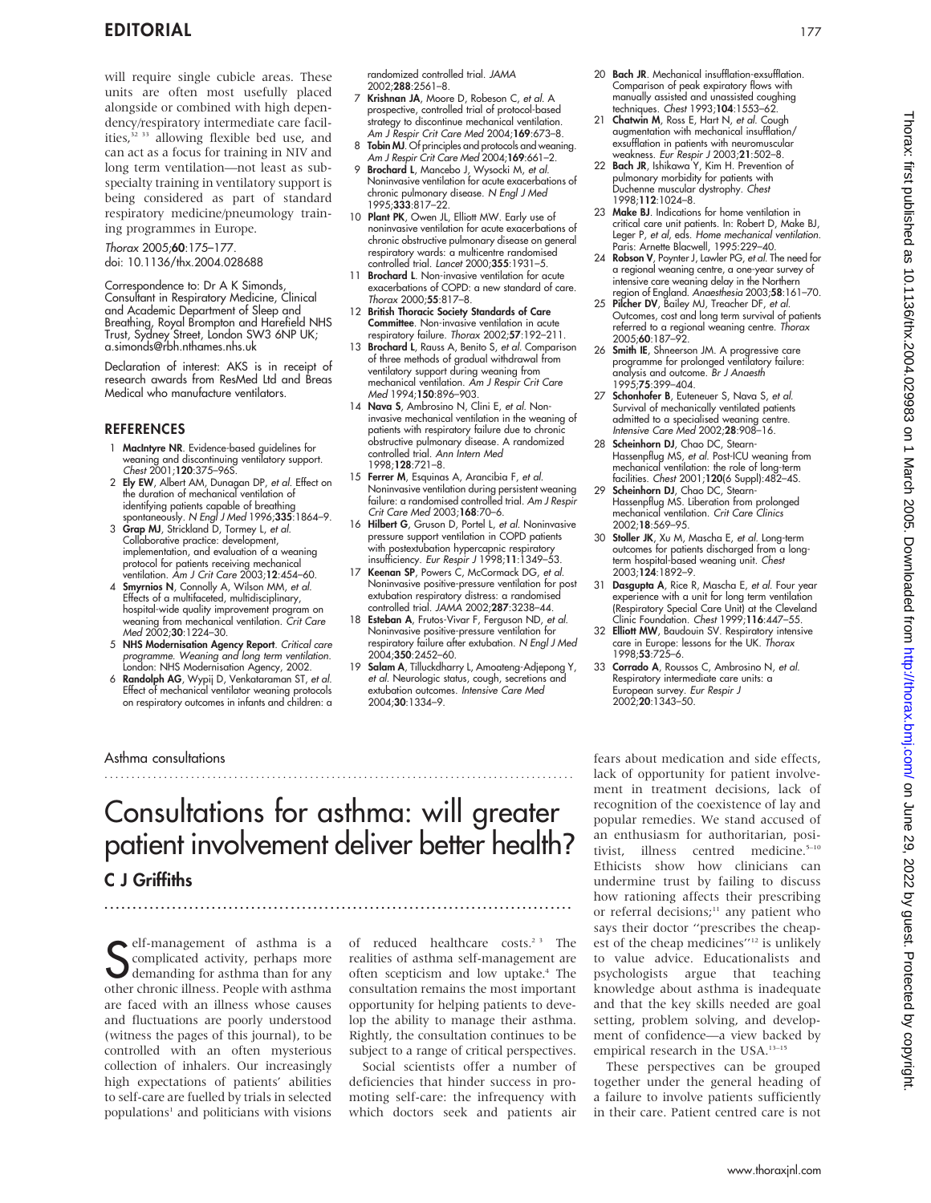will require single cubicle areas. These units are often most usefully placed alongside or combined with high dependency/respiratory intermediate care facilities,[32 33] allowing flexible bed use, and can act as a focus for training in NIV and long term ventilation—not least as subspecialty training in ventilatory support is being considered as part of standard respiratory medicine/pneumology training programmes in Europe.

*Thorax* 2005;**60**:175–177.
doi: 10.1136/thx.2004.028688

Correspondence to: Dr A K Simonds, Consultant in Respiratory Medicine, Clinical and Academic Department of Sleep and Breathing, Royal Brompton and Harefield NHS Trust, Sydney Street, London SW3 6NP UK; a.simonds@rbh.nthames.nhs.uk

Declaration of interest: AKS is in receipt of research awards from ResMed Ltd and Breas Medical who manufacture ventilators.

## REFERENCES

1. **MacIntyre NR**. Evidence-based guidelines for weaning and discontinuing ventilatory support. *Chest* 2001;**120**:375–96S.
2. **Ely EW**, Albert AM, Dunagan DP, *et al*. Effect on the duration of mechanical ventilation of identifying patients capable of breathing spontaneously. *N Engl J Med* 1996;**335**:1864–9.
3. **Grap MJ**, Strickland D, Tormey L, *et al*. Collaborative practice: development, implementation, and evaluation of a weaning protocol for patients receiving mechanical ventilation. *Am J Crit Care* 2003;**12**:454–60.
4. **Smyrnios N**, Connolly A, Wilson MM, *et al*. Effects of a multifaceted, multidisciplinary, hospital-wide quality improvement program on weaning from mechanical ventilation. *Crit Care Med* 2002;**30**:1224–30.
5. **NHS Modernisation Agency Report**. *Critical care programme. Weaning and long term ventilation*. London: NHS Modernisation Agency, 2002.
6. **Randolph AG**, Wypij D, Venkataraman ST, *et al*. Effect of mechanical ventilator weaning protocols on respiratory outcomes in infants and children: a randomized controlled trial. *JAMA* 2002;**288**:2561–8.
7. **Krishnan JA**, Moore D, Robeson C, *et al*. A prospective, controlled trial of protocol-based strategy to discontinue mechanical ventilation. *Am J Respir Crit Care Med* 2004;**169**:673–8.
8. **Tobin MJ**. Of principles and protocols and weaning. *Am J Respir Crit Care Med* 2004;**169**:661–2.
9. **Brochard L**, Mancebo J, Wysocki M, *et al*. Noninvasive ventilation for acute exacerbations of chronic pulmonary disease. *N Engl J Med* 1995;**333**:817–22.
10. **Plant PK**, Owen JL, Elliott MW. Early use of noninvasive ventilation for acute exacerbations of chronic obstructive pulmonary disease on general respiratory wards: a multicentre randomised controlled trial. *Lancet* 2000;**355**:1931–5.
11. **Brochard L**. Non-invasive ventilation for acute exacerbations of COPD: a new standard of care. *Thorax* 2000;**55**:817–8.
12. **British Thoracic Society Standards of Care Committee**. Non-invasive ventilation in acute respiratory failure. *Thorax* 2002;**57**:192–211.
13. **Brochard L**, Rauss A, Benito S, *et al*. Comparison of three methods of gradual withdrawal from ventilatory support during weaning from mechanical ventilation. *Am J Respir Crit Care Med* 1994;**150**:896–903.
14. **Nava S**, Ambrosino N, Clini E, *et al*. Noninvasive mechanical ventilation in the weaning of patients with respiratory failure due to chronic obstructive pulmonary disease. A randomized controlled trial. *Ann Intern Med* 1998;**128**:721–8.
15. **Ferrer M**, Esquinas A, Arancibia F, *et al*. Noninvasive ventilation during persistent weaning failure: a randomized controlled trial. *Am J Respir Crit Care Med* 2003;**168**:70–6.
16. **Hilbert G**, Gruson D, Portel L, *et al*. Noninvasive pressure support ventilation in COPD patients with postextubation hypercapnic respiratory insufficiency. *Eur Respir J* 1998;**11**:1349–53.
17. **Keenan SP**, Powers C, McCormack DG, *et al*. Noninvasive positive-pressure ventilation for post extubation respiratory distress: a randomised controlled trial. *JAMA* 2002;**287**:3238–44.
18. **Esteban A**, Frutos-Vivar F, Ferguson ND, *et al*. Noninvasive positive-pressure ventilation for respiratory failure after extubation. *N Engl J Med* 2004;**350**:2452–60.
19. **Salam A**, Tilluckdharry L, Amoateng-Adjepong Y, *et al*. Neurologic status, cough, secretions and extubation outcomes. *Intensive Care Med* 2004;**30**:1334–9.
20. **Bach JR**. Mechanical insufflation-exsufflation. Comparison of peak expiratory flows with manually assisted and unassisted coughing techniques. *Chest* 1993;**104**:1553–62.
21. **Chatwin M**, Ross E, Hart N, *et al*. Cough augmentation with mechanical insufflation/exsufflation in patients with neuromuscular weakness. *Eur Respir J* 2003;**21**:502–8.
22. **Bach JR**, Ishikawa Y, Kim H. Prevention of pulmonary morbidity for patients with Duchenne muscular dystrophy. *Chest* 1998;**112**:1024–8.
23. **Make BJ**. Indications for home ventilation in critical care unit patients. In: Robert D, Make BJ, Leger P, *et al*, eds. *Home mechanical ventilation*. Paris: Arnette Blacwell, 1995:229–40.
24. **Robson V**, Poynter J, Lawler PG, *et al*. The need for a regional weaning centre, a one-year survey of intensive care weaning delay in the Northern region of England. *Anaesthesia* 2003;**58**:161–70.
25. **Pilcher DV**, Bailey MJ, Treacher DF, *et al*. Outcomes, cost and long term survival of patients referred to a regional weaning centre. *Thorax* 2005;**60**:187–92.
26. **Smith IE**, Shneerson JM. A progressive care programme for prolonged ventilatory failure: analysis and outcome. *Br J Anaesth* 1995;**75**:399–404.
27. **Schonhofer B**, Euteneuer S, Nava S, *et al*. Survival of mechanically ventilated patients admitted to a specialised weaning centre. *Intensive Care Med* 2002;**28**:908–16.
28. **Scheinhorn DJ**, Chao DC, Stearn-Hassenpflug MS, *et al*. Post-ICU weaning from mechanical ventilation: the role of long-term facilities. *Chest* 2001;**120**(6 Suppl):482–4S.
29. **Scheinhorn DJ**, Chao DC, Stearn-Hassenpflug MS. Liberation from prolonged mechanical ventilation. *Crit Care Clinics* 2002;**18**:569–95.
30. **Stoller JK**, Xu M, Mascha E, *et al*. Long-term outcomes for patients discharged from a long-term hospital-based weaning unit. *Chest* 2003;**124**:1892–9.
31. **Dasgupta A**, Rice R, Mascha E, *et al*. Four year experience with a unit for long term ventilation (Respiratory Special Care Unit) at the Cleveland Clinic Foundation. *Chest* 1999;**116**:447–55.
32. **Elliott MW**, Baudouin SV. Respiratory intensive care in Europe: lessons for the UK. *Thorax* 1998;**53**:725–6.
33. **Corrado A**, Roussos C, Ambrosino N, *et al*. Respiratory intermediate care units: a European survey. *Eur Respir J* 2002;**20**:1343–50.

Asthma consultations

# Consultations for asthma: will greater patient involvement deliver better health?

## C J Griffiths

Self-management of asthma is a complicated activity, perhaps more demanding for asthma than for any other chronic illness. People with asthma are faced with an illness whose causes and fluctuations are poorly understood (witness the pages of this journal), to be controlled with an often mysterious collection of inhalers. Our increasingly high expectations of patients' abilities to self-care are fuelled by trials in selected populations[1] and politicians with visions of reduced healthcare costs.[2 3] The realities of asthma self-management are often scepticism and low uptake.[4] The consultation remains the most important opportunity for helping patients to develop the ability to manage their asthma. Rightly, the consultation continues to be subject to a range of critical perspectives.

Social scientists offer a number of deficiencies that hinder success in promoting self-care: the infrequency with which doctors seek and patients air fears about medication and side effects, lack of opportunity for patient involvement in treatment decisions, lack of recognition of the coexistence of lay and popular remedies. We stand accused of an enthusiasm for authoritarian, positivist, illness centred medicine.[5–10] Ethicists show how clinicians can undermine trust by failing to discuss how rationing affects their prescribing or referral decisions;[11] any patient who says their doctor "prescribes the cheapest of the cheap medicines"[12] is unlikely to value advice. Educationalists and psychologists argue that teaching knowledge about asthma is inadequate and that the key skills needed are goal setting, problem solving, and development of confidence—a view backed by empirical research in the USA.[13–15]

These perspectives can be grouped together under the general heading of a failure to involve patients sufficiently in their care. Patient centred care is not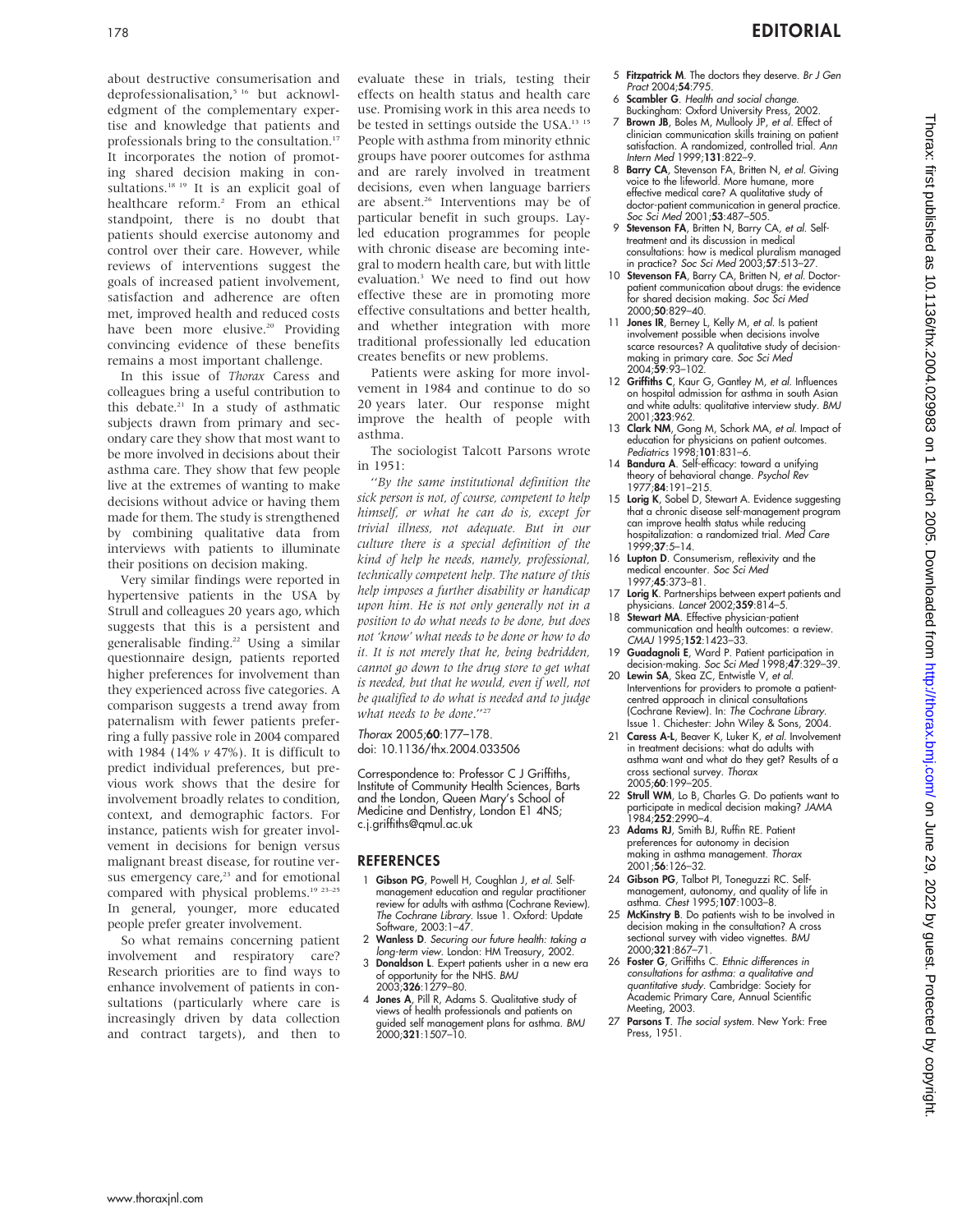about destructive consumerisation and deprofessionalisation,[5,16] but acknowledgment of the complementary expertise and knowledge that patients and professionals bring to the consultation.[17] It incorporates the notion of promoting shared decision making in consultations.[18,19] It is an explicit goal of healthcare reform.[2] From an ethical standpoint, there is no doubt that patients should exercise autonomy and control over their care. However, while reviews of interventions suggest the goals of increased patient involvement, satisfaction and adherence are often met, improved health and reduced costs have been more elusive.[20] Providing convincing evidence of these benefits remains a most important challenge.

In this issue of *Thorax* Caress and colleagues bring a useful contribution to this debate.[21] In a study of asthmatic subjects drawn from primary and secondary care they show that most want to be more involved in decisions about their asthma care. They show that few people live at the extremes of wanting to make decisions without advice or having them made for them. The study is strengthened by combining qualitative data from interviews with patients to illuminate their positions on decision making.

Very similar findings were reported in hypertensive patients in the USA by Strull and colleagues 20 years ago, which suggests that this is a persistent and generalisable finding.[22] Using a similar questionnaire design, patients reported higher preferences for involvement than they experienced across five categories. A comparison suggests a trend away from paternalism with fewer patients preferring a fully passive role in 2004 compared with 1984 (14% *v* 47%). It is difficult to predict individual preferences, but previous work shows that the desire for involvement broadly relates to condition, context, and demographic factors. For instance, patients wish for greater involvement in decisions for benign versus malignant breast disease, for routine versus emergency care,[23] and for emotional compared with physical problems.[19,23–25] In general, younger, more educated people prefer greater involvement.

So what remains concerning patient involvement and respiratory care? Research priorities are to find ways to enhance involvement of patients in consultations (particularly where care is increasingly driven by data collection and contract targets), and then to evaluate these in trials, testing their effects on health status and health care use. Promising work in this area needs to be tested in settings outside the USA.[13,15] People with asthma from minority ethnic groups have poorer outcomes for asthma and are rarely involved in treatment decisions, even when language barriers are absent.[26] Interventions may be of particular benefit in such groups. Lay-led education programmes for people with chronic disease are becoming integral to modern health care, but with little evaluation.[3] We need to find out how effective these are in promoting more effective consultations and better health, and whether integration with more traditional professionally led education creates benefits or new problems.

Patients were asking for more involvement in 1984 and continue to do so 20 years later. Our response might improve the health of people with asthma.

The sociologist Talcott Parsons wrote in 1951:

*"By the same institutional definition the sick person is not, of course, competent to help himself, or what he can do is, except for trivial illness, not adequate. But in our culture there is a special definition of the kind of help he needs, namely, professional, technically competent help. The nature of this help imposes a further disability or handicap upon him. He is not only generally not in a position to do what needs to be done, but does not 'know' what needs to be done or how to do it. It is not merely that he, being bedridden, cannot go down to the drug store to get what is needed, but that he would, even if well, not be qualified to do what is needed and to judge what needs to be done."*[27]

*Thorax* 2005;**60**:177–178.
doi: 10.1136/thx.2004.033506

Correspondence to: Professor C J Griffiths, Institute of Community Health Sciences, Barts and the London, Queen Mary's School of Medicine and Dentistry, London E1 4NS; c.j.griffiths@qmul.ac.uk

## REFERENCES

1. **Gibson PG**, Powell H, Coughlan J, *et al*. Self-management education and regular practitioner review for adults with asthma (Cochrane Review). *The Cochrane Library*. Issue 1. Oxford: Update Software, 2003:1–47.
2. **Wanless D**. *Securing our future health: taking a long-term view*. London: HM Treasury, 2002.
3. **Donaldson L**. Expert patients usher in a new era of opportunity for the NHS. *BMJ* 2003;**326**:1279–80.
4. **Jones A**, Pill R, Adams S. Qualitative study of views of health professionals and patients on guided self management plans for asthma. *BMJ* 2000;**321**:1507–10.
5. **Fitzpatrick M**. The doctors they deserve. *Br J Gen Pract* 2004;**54**:795.
6. **Scambler G**. *Health and social change*. Buckingham: Oxford University Press, 2002.
7. **Brown JB**, Boles M, Mullooly JP, *et al*. Effect of clinician communication skills training on patient satisfaction. A randomized, controlled trial. *Ann Intern Med* 1999;**131**:822–9.
8. **Barry CA**, Stevenson FA, Britten N, *et al*. Giving voice to the lifeworld. More humane, more effective medical care? A qualitative study of doctor-patient communication in general practice. *Soc Sci Med* 2001;**53**:487–505.
9. **Stevenson FA**, Britten N, Barry CA, *et al*. Self-treatment and its discussion in medical consultations: how is medical pluralism managed in practice? *Soc Sci Med* 2003;**57**:513–27.
10. **Stevenson FA**, Barry CA, Britten N, *et al*. Doctor-patient communication about drugs: the evidence for shared decision making. *Soc Sci Med* 2000;**50**:829–40.
11. **Jones IR**, Berney L, Kelly M, *et al*. Is patient involvement possible when decisions involve scarce resources? A qualitative study of decision-making in primary care. *Soc Sci Med* 2004;**59**:93–102.
12. **Griffiths C**, Kaur G, Gantley M, *et al*. Influences on hospital admission for asthma in south Asian and white adults: qualitative interview study. *BMJ* 2001;**323**:962.
13. **Clark NM**, Gong M, Schork MA, *et al*. Impact of education for physicians on patient outcomes. *Pediatrics* 1998;**101**:831–6.
14. **Bandura A**. Self-efficacy: toward a unifying theory of behavioral change. *Psychol Rev* 1977;**84**:191–215.
15. **Lorig K**, Sobel D, Stewart A. Evidence suggesting that a chronic disease self-management program can improve health status while reducing hospitalization: a randomized trial. *Med Care* 1999;**37**:5–14.
16. **Lupton D**. Consumerism, reflexivity and the medical encounter. *Soc Sci Med* 1997;**45**:373–81.
17. **Lorig K**. Partnerships between expert patients and physicians. *Lancet* 2002;**359**:814–5.
18. **Stewart MA**. Effective physician-patient communication and health outcomes: a review. *CMAJ* 1995;**152**:1423–33.
19. **Guadagnoli E**, Ward P. Patient participation in decision-making. *Soc Sci Med* 1998;**47**:329–39.
20. **Lewin SA**, Skea ZC, Entwistle V, *et al*. Interventions for providers to promote a patient-centred approach in clinical consultations (Cochrane Review). In: *The Cochrane Library*. Issue 1. Chichester: John Wiley & Sons, 2004.
21. **Caress A-L**, Beaver K, Luker K, *et al*. Involvement in treatment decisions: what do adults with asthma want and what do they get? Results of a cross sectional survey. *Thorax* 2005;**60**:199–205.
22. **Strull WM**, Lo B, Charles G. Do patients want to participate in medical decision making? *JAMA* 1984;**252**:2990–4.
23. **Adams RJ**, Smith BJ, Ruffin RE. Patient preferences for autonomy in decision making in asthma management. *Thorax* 2001;**56**:126–32.
24. **Gibson PG**, Talbot PI, Toneguzzi RC. Self-management, autonomy, and quality of life in asthma. *Chest* 1995;**107**:1003–8.
25. **McKinstry B**. Do patients wish to be involved in decision making in the consultation? A cross sectional survey with video vignettes. *BMJ* 2000;**321**:867–71.
26. **Foster G**, Griffiths C. *Ethnic differences in consultations for asthma: a qualitative and quantitative study*. Cambridge: Society for Academic Primary Care, Annual Scientific Meeting, 2003.
27. **Parsons T**. *The social system*. New York: Free Press, 1951.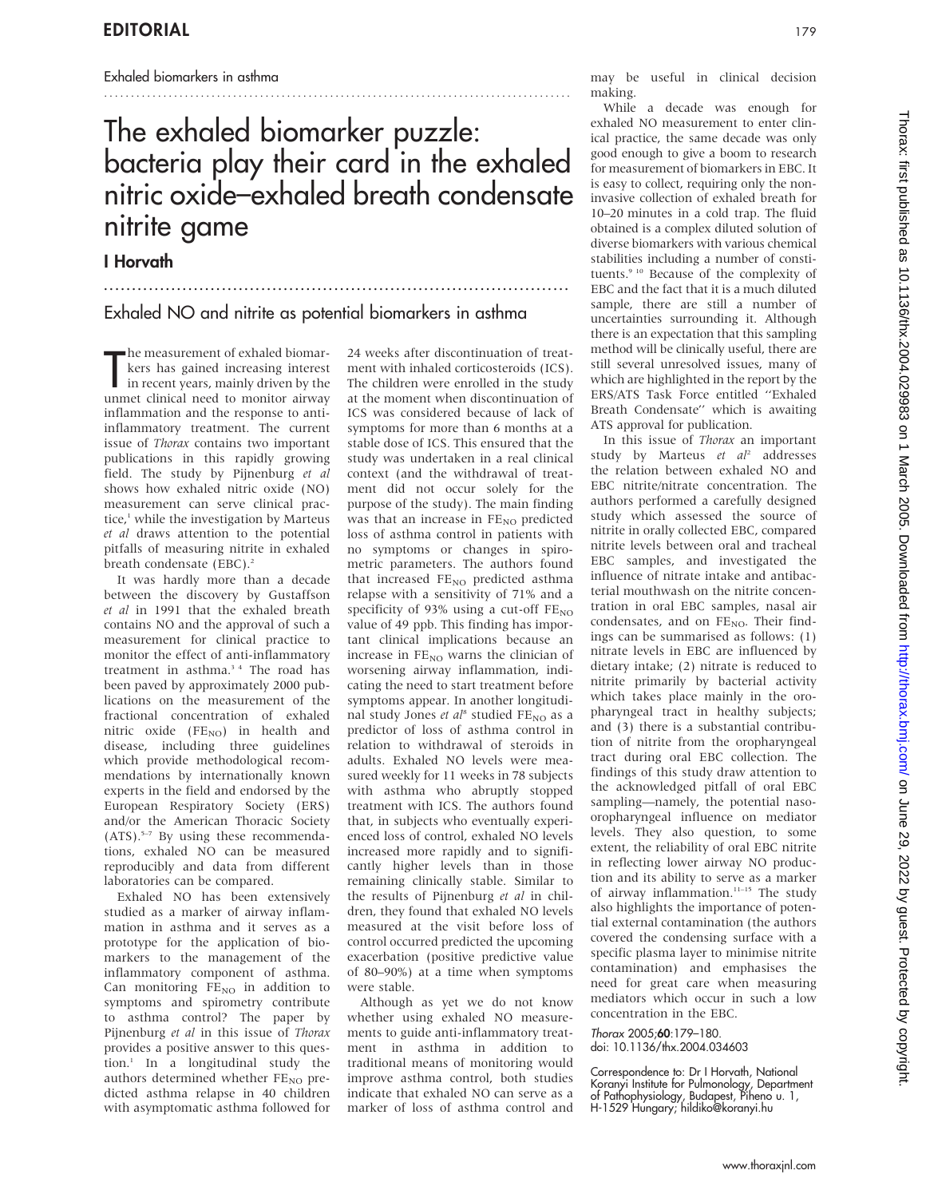Exhaled biomarkers in asthma

# The exhaled biomarker puzzle: bacteria play their card in the exhaled nitric oxide–exhaled breath condensate nitrite game

## I Horvath

### Exhaled NO and nitrite as potential biomarkers in asthma

The measurement of exhaled biomarkers has gained increasing interest in recent years, mainly driven by the unmet clinical need to monitor airway inflammation and the response to anti-inflammatory treatment. The current issue of *Thorax* contains two important publications in this rapidly growing field. The study by Pijnenburg *et al* shows how exhaled nitric oxide (NO) measurement can serve clinical practice,[1] while the investigation by Marteus *et al* draws attention to the potential pitfalls of measuring nitrite in exhaled breath condensate (EBC).[2]

It was hardly more than a decade between the discovery by Gustaffson *et al* in 1991 that the exhaled breath contains NO and the approval of such a measurement for clinical practice to monitor the effect of anti-inflammatory treatment in asthma.[3,4] The road has been paved by approximately 2000 publications on the measurement of the fractional concentration of exhaled nitric oxide ($FE_{NO}$) in health and disease, including three guidelines which provide methodological recommendations by internationally known experts in the field and endorsed by the European Respiratory Society (ERS) and/or the American Thoracic Society (ATS).[5–7] By using these recommendations, exhaled NO can be measured reproducibly and data from different laboratories can be compared.

Exhaled NO has been extensively studied as a marker of airway inflammation in asthma and it serves as a prototype for the application of biomarkers to the management of the inflammatory component of asthma. Can monitoring $FE_{NO}$ in addition to symptoms and spirometry contribute to asthma control? The paper by Pijnenburg *et al* in this issue of *Thorax* provides a positive answer to this question.[1] In a longitudinal study the authors determined whether $FE_{NO}$ predicted asthma relapse in 40 children with asymptomatic asthma followed for 24 weeks after discontinuation of treatment with inhaled corticosteroids (ICS). The children were enrolled in the study at the moment when discontinuation of ICS was considered because of lack of symptoms for more than 6 months at a stable dose of ICS. This ensured that the study was undertaken in a real clinical context (and the withdrawal of treatment did not occur solely for the purpose of the study). The main finding was that an increase in $FE_{NO}$ predicted loss of asthma control in patients with no symptoms or changes in spirometric parameters. The authors found that increased $FE_{NO}$ predicted asthma relapse with a sensitivity of 71% and a specificity of 93% using a cut-off $FE_{NO}$ value of 49 ppb. This finding has important clinical implications because an increase in $FE_{NO}$ warns the clinician of worsening airway inflammation, indicating the need to start treatment before symptoms appear. In another longitudinal study Jones *et al*[8] studied $FE_{NO}$ as a predictor of loss of asthma control in relation to withdrawal of steroids in adults. Exhaled NO levels were measured weekly for 11 weeks in 78 subjects with asthma who abruptly stopped treatment with ICS. The authors found that, in subjects who eventually experienced loss of control, exhaled NO levels increased more rapidly and to significantly higher levels than in those remaining clinically stable. Similar to the results of Pijnenburg *et al* in children, they found that exhaled NO levels measured at the visit before loss of control occurred predicted the upcoming exacerbation (positive predictive value of 80–90%) at a time when symptoms were stable.

Although as yet we do not know whether using exhaled NO measurements to guide anti-inflammatory treatment in asthma in addition to traditional means of monitoring would improve asthma control, both studies indicate that exhaled NO can serve as a marker of loss of asthma control and may be useful in clinical decision making.

While a decade was enough for exhaled NO measurement to enter clinical practice, the same decade was only good enough to give a boom to research for measurement of biomarkers in EBC. It is easy to collect, requiring only the non-invasive collection of exhaled breath for 10–20 minutes in a cold trap. The fluid obtained is a complex diluted solution of diverse biomarkers with various chemical stabilities including a number of constituents.[9,10] Because of the complexity of EBC and the fact that it is a much diluted sample, there are still a number of uncertainties surrounding it. Although there is an expectation that this sampling method will be clinically useful, there are still several unresolved issues, many of which are highlighted in the report by the ERS/ATS Task Force entitled "Exhaled Breath Condensate" which is awaiting ATS approval for publication.

In this issue of *Thorax* an important study by Marteus *et al*[2] addresses the relation between exhaled NO and EBC nitrite/nitrate concentration. The authors performed a carefully designed study which assessed the source of nitrite in orally collected EBC, compared nitrite levels between oral and tracheal EBC samples, and investigated the influence of nitrate intake and antibacterial mouthwash on the nitrite concentration in oral EBC samples, nasal air condensates, and on $FE_{NO}$. Their findings can be summarised as follows: (1) nitrate levels in EBC are influenced by dietary intake; (2) nitrate is reduced to nitrite primarily by bacterial activity which takes place mainly in the oropharyngeal tract in healthy subjects; and (3) there is a substantial contribution of nitrite from the oropharyngeal tract during oral EBC collection. The findings of this study draw attention to the acknowledged pitfall of oral EBC sampling—namely, the potential naso-oropharyngeal influence on mediator levels. They also question, to some extent, the reliability of oral EBC nitrite in reflecting lower airway NO production and its ability to serve as a marker of airway inflammation.[11–15] The study also highlights the importance of potential external contamination (the authors covered the condensing surface with a specific plasma layer to minimise nitrite contamination) and emphasises the need for great care when measuring mediators which occur in such a low concentration in the EBC.

*Thorax* 2005;**60**:179–180.
doi: 10.1136/thx.2004.034603

Correspondence to: Dr I Horvath, National Koranyi Institute for Pulmonology, Department of Pathophysiology, Budapest, Piheno u. 1, H-1529 Hungary; hildiko@koranyi.hu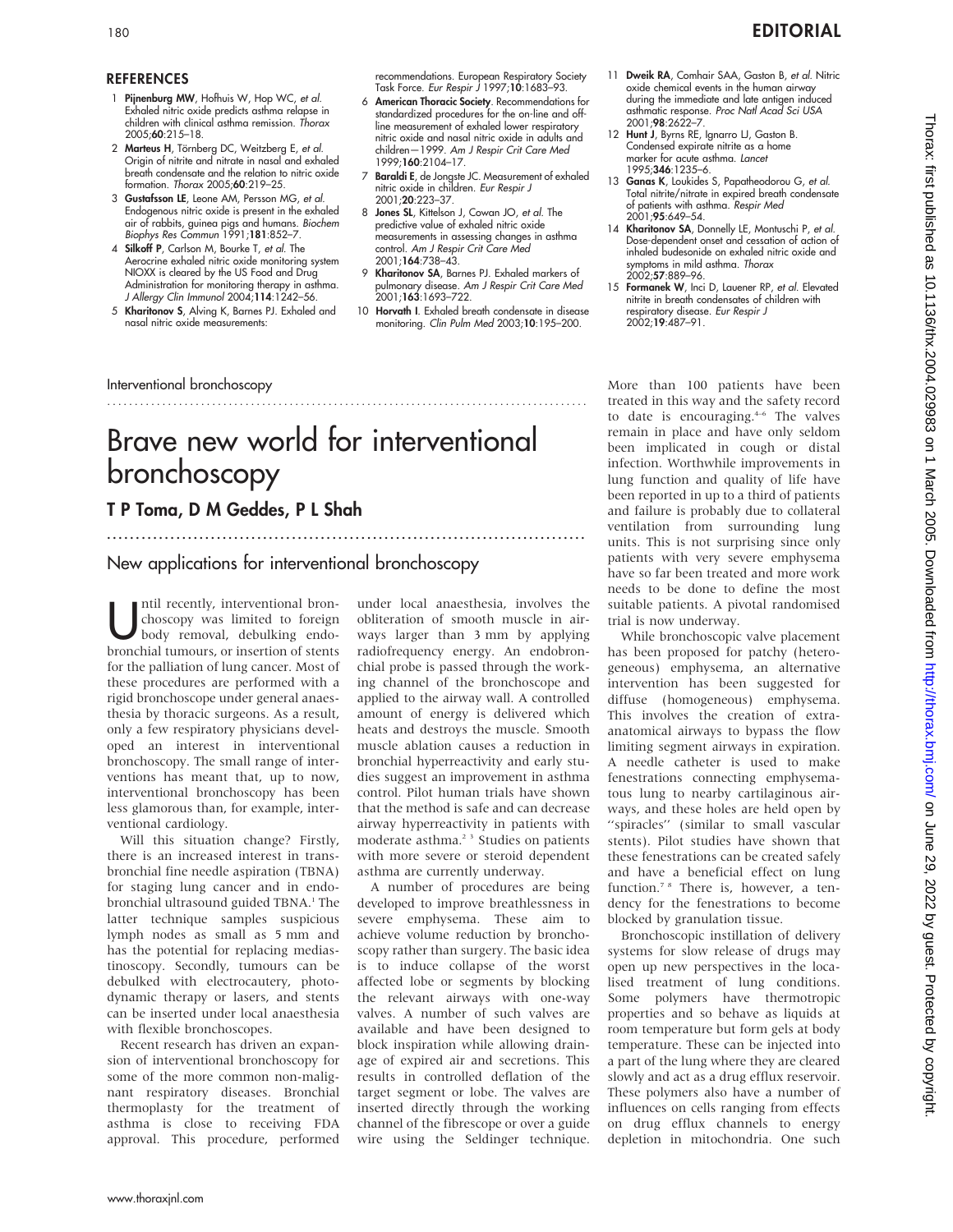## REFERENCES

1. **Pijnenburg MW**, Hofhuis W, Hop WC, *et al*. Exhaled nitric oxide predicts asthma relapse in children with clinical asthma remission. *Thorax* 2005;**60**:215–18.
2. **Marteus H**, Törnberg DC, Weitzberg E, *et al*. Origin of nitrite and nitrate in nasal and exhaled breath condensate and the relation to nitric oxide formation. *Thorax* 2005;**60**:219–25.
3. **Gustafsson LE**, Leone AM, Persson MG, *et al*. Endogenous nitric oxide is present in the exhaled air of rabbits, guinea pigs and humans. *Biochem Biophys Res Commun* 1991;**181**:852–7.
4. **Silkoff P**, Carlson M, Bourke T, *et al*. The Aerocrine exhaled nitric oxide monitoring system NIOXX is cleared by the US Food and Drug Administration for monitoring therapy in asthma. *J Allergy Clin Immunol* 2004;**114**:1242–56.
5. **Kharitonov S**, Alving K, Barnes PJ. Exhaled and nasal nitric oxide measurements: recommendations. European Respiratory Society Task Force. *Eur Respir J* 1997;**10**:1683–93.
6. **American Thoracic Society**. Recommendations for standardized procedures for the on-line and off-line measurement of exhaled lower respiratory nitric oxide and nasal nitric oxide in adults and children—1999. *Am J Respir Crit Care Med* 1999;**160**:2104–17.
7. **Baraldi E**, de Jongste JC. Measurement of exhaled nitric oxide in children. *Eur Respir J* 2001;**20**:223–37.
8. **Jones SL**, Kittelson J, Cowan JO, *et al*. The predictive value of exhaled nitric oxide measurements in assessing changes in asthma control. *Am J Respir Crit Care Med* 2001;**164**:738–43.
9. **Kharitonov SA**, Barnes PJ. Exhaled markers of pulmonary disease. *Am J Respir Crit Care Med* 2001;**163**:1693–722.
10. **Horvath I**. Exhaled breath condensate in disease monitoring. *Clin Pulm Med* 2003;**10**:195–200.
11. **Dweik RA**, Comhair SAA, Gaston B, *et al*. Nitric oxide chemical events in the human airway during the immediate and late antigen induced asthmatic response. *Proc Natl Acad Sci USA* 2001;**98**:2622–7.
12. **Hunt J**, Byrns RE, Ignarro LJ, Gaston B. Condensed expirate nitrite as a home marker for acute asthma. *Lancet* 1995;**346**:1235–6.
13. **Ganas K**, Loukides S, Papatheodorou G, *et al*. Total nitrite/nitrate in expired breath condensate of patients with asthma. *Respir Med* 2001;**95**:649–54.
14. **Kharitonov SA**, Donnelly LE, Montuschi P, *et al*. Dose-dependent onset and cessation of action of inhaled budesonide on exhaled nitric oxide and symptoms in mild asthma. *Thorax* 2002;**57**:889–96.
15. **Formanek W**, Inci D, Lauener RP, *et al*. Elevated nitrite in breath condensates of children with respiratory disease. *Eur Respir J* 2002;**19**:487–91.

Interventional bronchoscopy

# Brave new world for interventional bronchoscopy

**T P Toma, D M Geddes, P L Shah**

## New applications for interventional bronchoscopy

Until recently, interventional bronchoscopy was limited to foreign body removal, debulking endobronchial tumours, or insertion of stents for the palliation of lung cancer. Most of these procedures are performed with a rigid bronchoscope under general anaesthesia by thoracic surgeons. As a result, only a few respiratory physicians developed an interest in interventional bronchoscopy. The small range of interventions has meant that, up to now, interventional bronchoscopy has been less glamorous than, for example, interventional cardiology.

Will this situation change? Firstly, there is an increased interest in transbronchial fine needle aspiration (TBNA) for staging lung cancer and in endobronchial ultrasound guided TBNA.[1] The latter technique samples suspicious lymph nodes as small as 5 mm and has the potential for replacing mediastinoscopy. Secondly, tumours can be debulked with electrocautery, photodynamic therapy or lasers, and stents can be inserted under local anaesthesia with flexible bronchoscopes.

Recent research has driven an expansion of interventional bronchoscopy for some of the more common non-malignant respiratory diseases. Bronchial thermoplasty for the treatment of asthma is close to receiving FDA approval. This procedure, performed under local anaesthesia, involves the obliteration of smooth muscle in airways larger than 3 mm by applying radiofrequency energy. An endobronchial probe is passed through the working channel of the bronchoscope and applied to the airway wall. A controlled amount of energy is delivered which heats and destroys the muscle. Smooth muscle ablation causes a reduction in bronchial hyperreactivity and early studies suggest an improvement in asthma control. Pilot human trials have shown that the method is safe and can decrease airway hyperreactivity in patients with moderate asthma.[2,3] Studies on patients with more severe or steroid dependent asthma are currently underway.

A number of procedures are being developed to improve breathlessness in severe emphysema. These aim to achieve volume reduction by bronchoscopy rather than surgery. The basic idea is to induce collapse of the worst affected lobe or segments by blocking the relevant airways with one-way valves. A number of such valves are available and have been designed to block inspiration while allowing drainage of expired air and secretions. This results in controlled deflation of the target segment or lobe. The valves are inserted directly through the working channel of the fibrescope or over a guide wire using the Seldinger technique. More than 100 patients have been treated in this way and the safety record to date is encouraging.[4–6] The valves remain in place and have only seldom been implicated in cough or distal infection. Worthwhile improvements in lung function and quality of life have been reported in up to a third of patients and failure is probably due to collateral ventilation from surrounding lung units. This is not surprising since only patients with very severe emphysema have so far been treated and more work needs to be done to define the most suitable patients. A pivotal randomised trial is now underway.

While bronchoscopic valve placement has been proposed for patchy (heterogeneous) emphysema, an alternative intervention has been suggested for diffuse (homogeneous) emphysema. This involves the creation of extra-anatomical airways to bypass the flow limiting segment airways in expiration. A needle catheter is used to make fenestrations connecting emphysematous lung to nearby cartilaginous airways, and these holes are held open by "spiracles" (similar to small vascular stents). Pilot studies have shown that these fenestrations can be created safely and have a beneficial effect on lung function.[7,8] There is, however, a tendency for the fenestrations to become blocked by granulation tissue.

Bronchoscopic instillation of delivery systems for slow release of drugs may open up new perspectives in the localised treatment of lung conditions. Some polymers have thermotropic properties and so behave as liquids at room temperature but form gels at body temperature. These can be injected into a part of the lung where they are cleared slowly and act as a drug efflux reservoir. These polymers also have a number of influences on cells ranging from effects on drug efflux channels to energy depletion in mitochondria. One such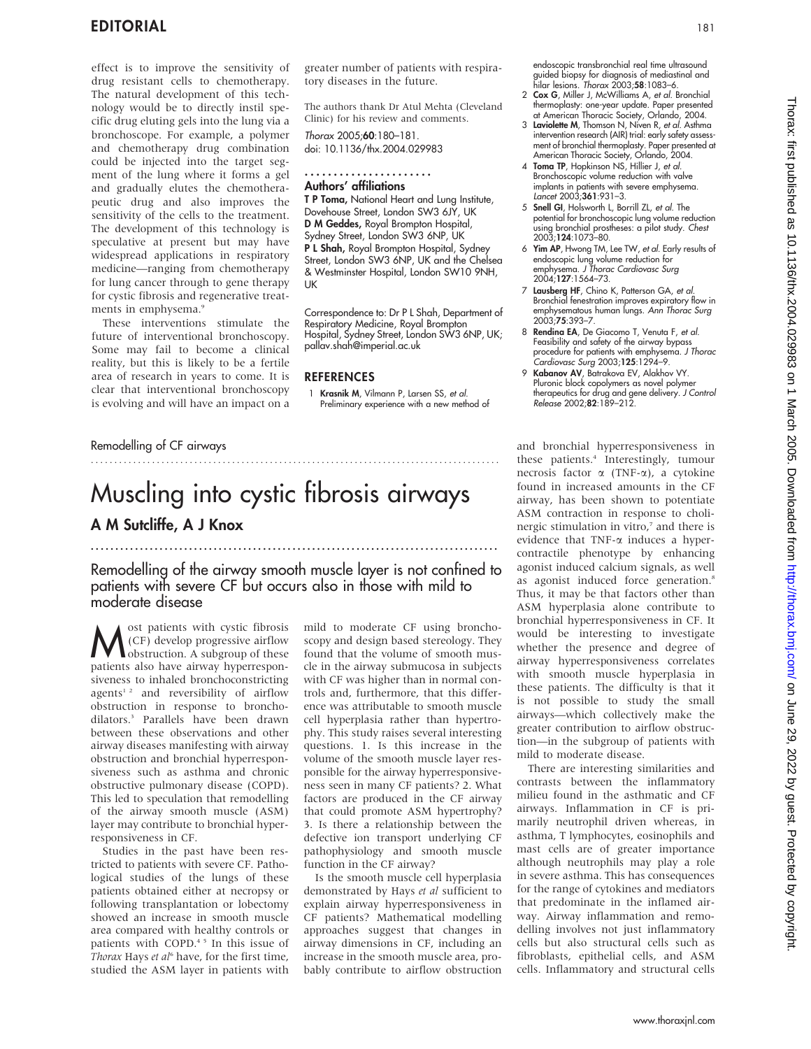effect is to improve the sensitivity of drug resistant cells to chemotherapy. The natural development of this technology would be to directly instil specific drug eluting gels into the lung via a bronchoscope. For example, a polymer and chemotherapy drug combination could be injected into the target segment of the lung where it forms a gel and gradually elutes the chemotherapeutic drug and also improves the sensitivity of the cells to the treatment. The development of this technology is speculative at present but may have widespread applications in respiratory medicine—ranging from chemotherapy for lung cancer through to gene therapy for cystic fibrosis and regenerative treatments in emphysema.[9]

These interventions stimulate the future of interventional bronchoscopy. Some may fail to become a clinical reality, but this is likely to be a fertile area of research in years to come. It is clear that interventional bronchoscopy is evolving and will have an impact on a greater number of patients with respiratory diseases in the future.

The authors thank Dr Atul Mehta (Cleveland Clinic) for his review and comments.

*Thorax* 2005;**60**:180–181.
doi: 10.1136/thx.2004.029983

### Authors' affiliations

**T P Toma,** National Heart and Lung Institute, Dovehouse Street, London SW3 6JY, UK
**D M Geddes,** Royal Brompton Hospital, Sydney Street, London SW3 6NP, UK
**P L Shah,** Royal Brompton Hospital, Sydney Street, London SW3 6NP, UK and the Chelsea & Westminster Hospital, London SW10 9NH, UK

Correspondence to: Dr P L Shah, Department of Respiratory Medicine, Royal Brompton Hospital, Sydney Street, London SW3 6NP, UK; pallav.shah@imperial.ac.uk

### REFERENCES

1. **Krasnik M**, Vilmann P, Larsen SS, *et al*. Preliminary experience with a new method of endoscopic transbronchial real time ultrasound guided biopsy for diagnosis of mediastinal and hilar lesions. *Thorax* 2003;**58**:1083–6.
2. **Cox G**, Miller J, McWilliams A, *et al*. Bronchial thermoplasty: one-year update. Paper presented at American Thoracic Society, Orlando, 2004.
3. **Laviolette M**, Thomson N, Niven R, *et al*. Asthma intervention research (AIR) trial: early safety assessment of bronchial thermoplasty. Paper presented at American Thoracic Society, Orlando, 2004.
4. **Toma TP**, Hopkinson NS, Hillier J, *et al*. Bronchoscopic volume reduction with valve implants in patients with severe emphysema. *Lancet* 2003;**361**:931–3.
5. **Snell GI**, Holsworth L, Borrill ZL, *et al*. The potential for bronchoscopic lung volume reduction using bronchial prostheses: a pilot study. *Chest* 2003;**124**:1073–80.
6. **Yim AP**, Hwong TM, Lee TW, *et al*. Early results of endoscopic lung volume reduction for emphysema. *J Thorac Cardiovasc Surg* 2004;**127**:1564–73.
7. **Lausberg HF**, Chino K, Patterson GA, *et al*. Bronchial fenestration improves expiratory flow in emphysematous human lungs. *Ann Thorac Surg* 2003;**75**:393–7.
8. **Rendina EA**, De Giacomo T, Venuta F, *et al*. Feasibility and safety of the airway bypass procedure for patients with emphysema. *J Thorac Cardiovasc Surg* 2003;**125**:1294–9.
9. **Kabanov AV**, Batrakova EV, Alakhov VY. Pluronic block copolymers as novel polymer therapeutics for drug and gene delivery. *J Control Release* 2002;**82**:189–212.

Remodelling of CF airways

# Muscling into cystic fibrosis airways

## A M Sutcliffe, A J Knox

**Remodelling of the airway smooth muscle layer is not confined to patients with severe CF but occurs also in those with mild to moderate disease**

Most patients with cystic fibrosis (CF) develop progressive airflow obstruction. A subgroup of these patients also have airway hyperresponsiveness to inhaled bronchoconstricting agents[1,2] and reversibility of airflow obstruction in response to bronchodilators.[3] Parallels have been drawn between these observations and other airway diseases manifesting with airway obstruction and bronchial hyperresponsiveness such as asthma and chronic obstructive pulmonary disease (COPD). This led to speculation that remodelling of the airway smooth muscle (ASM) layer may contribute to bronchial hyperresponsiveness in CF.

Studies in the past have been restricted to patients with severe CF. Pathological studies of the lungs of these patients obtained either at necropsy or following transplantation or lobectomy showed an increase in smooth muscle area compared with healthy controls or patients with COPD.[4,5] In this issue of *Thorax* Hays *et al*[6] have, for the first time, studied the ASM layer in patients with mild to moderate CF using bronchoscopy and design based stereology. They found that the volume of smooth muscle in the airway submucosa in subjects with CF was higher than in normal controls and, furthermore, that this difference was attributable to smooth muscle cell hyperplasia rather than hypertrophy. This study raises several interesting questions. 1. Is this increase in the volume of the smooth muscle layer responsible for the airway hyperresponsiveness seen in many CF patients? 2. What factors are produced in the CF airway that could promote ASM hypertrophy? 3. Is there a relationship between the defective ion transport underlying CF pathophysiology and smooth muscle function in the CF airway?

Is the smooth muscle cell hyperplasia demonstrated by Hays *et al* sufficient to explain airway hyperresponsiveness in CF patients? Mathematical modelling approaches suggest that changes in airway dimensions in CF, including an increase in the smooth muscle area, probably contribute to airflow obstruction and bronchial hyperresponsiveness in these patients.[4] Interestingly, tumour necrosis factor α (TNF-α), a cytokine found in increased amounts in the CF airway, has been shown to potentiate ASM contraction in response to cholinergic stimulation in vitro,[7] and there is evidence that TNF-α induces a hypercontractile phenotype by enhancing agonist induced calcium signals, as well as agonist induced force generation.[8] Thus, it may be that factors other than ASM hyperplasia alone contribute to bronchial hyperresponsiveness in CF. It would be interesting to investigate whether the presence and degree of airway hyperresponsiveness correlates with smooth muscle hyperplasia in these patients. The difficulty is that it is not possible to study the small airways—which collectively make the greater contribution to airflow obstruction—in the subgroup of patients with mild to moderate disease.

There are interesting similarities and contrasts between the inflammatory milieu found in the asthmatic and CF airways. Inflammation in CF is primarily neutrophil driven whereas, in asthma, T lymphocytes, eosinophils and mast cells are of greater importance although neutrophils may play a role in severe asthma. This has consequences for the range of cytokines and mediators that predominate in the inflamed airway. Airway inflammation and remodelling involves not just inflammatory cells but also structural cells such as fibroblasts, epithelial cells, and ASM cells. Inflammatory and structural cells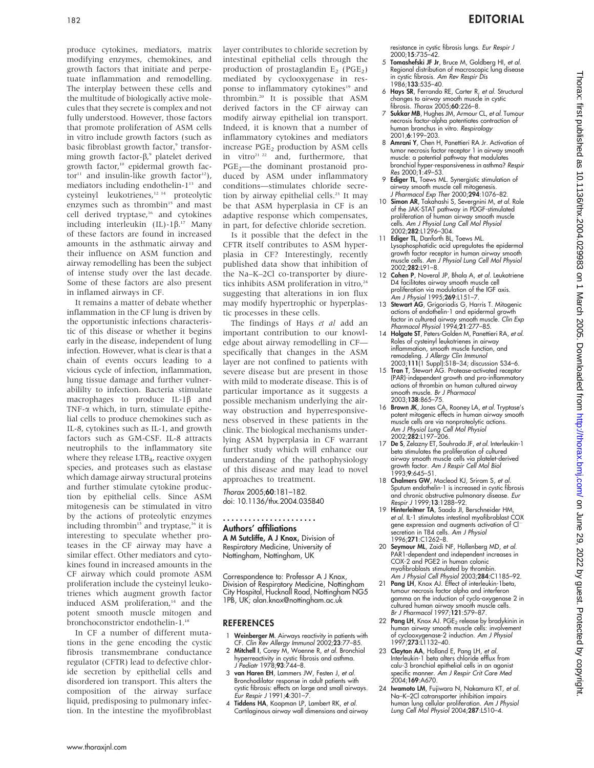produce cytokines, mediators, matrix modifying enzymes, chemokines, and growth factors that initiate and perpetuate inflammation and remodelling. The interplay between these cells and the multitude of biologically active molecules that they secrete is complex and not fully understood. However, those factors that promote proliferation of ASM cells in vitro include growth factors (such as basic fibroblast growth factor,[9] transforming growth factor-β,[9] platelet derived growth factor,[10] epidermal growth factor[11] and insulin-like growth factor[12]), mediators including endothelin-1[13] and cysteinyl leukotrienes,[12 14] proteolytic enzymes such as thrombin[15] and mast cell derived tryptase,[16] and cytokines including interleukin (IL)-1β.[17] Many of these factors are found in increased amounts in the asthmatic airway and their influence on ASM function and airway remodelling has been the subject of intense study over the last decade. Some of these factors are also present in inflamed airways in CF.

It remains a matter of debate whether inflammation in the CF lung is driven by the opportunistic infections characteristic of this disease or whether it begins early in the disease, independent of lung infection. However, what is clear is that a chain of events occurs leading to a vicious cycle of infection, inflammation, lung tissue damage and further vulnerability to infection. Bacteria stimulate macrophages to produce IL-1β and TNF-α which, in turn, stimulate epithelial cells to produce chemokines such as IL-8, cytokines such as IL-1, and growth factors such as GM-CSF. IL-8 attracts neutrophils to the inflammatory site where they release $LTB_4$, reactive oxygen species, and proteases such as elastase which damage airway structural proteins and further stimulate cytokine production by epithelial cells. Since ASM mitogenesis can be stimulated in vitro by the actions of proteolytic enzymes including thrombin[15] and tryptase,[16] it is interesting to speculate whether proteases in the CF airway may have a similar effect. Other mediators and cytokines found in increased amounts in the CF airway which could promote ASM proliferation include the cysteinyl leukotrienes which augment growth factor induced ASM proliferation,[14] and the potent smooth muscle mitogen and bronchoconstrictor endothelin-1.[18]

In CF a number of different mutations in the gene encoding the cystic fibrosis transmembrane conductance regulator (CFTR) lead to defective chloride secretion by epithelial cells and disordered ion transport. This alters the composition of the airway surface liquid, predisposing to pulmonary infection. In the intestine the myofibroblast layer contributes to chloride secretion by intestinal epithelial cells through the production of prostaglandin $E_2$ ($PGE_2$) mediated by cyclooxygenase in response to inflammatory cytokines[19] and thrombin.[20] It is possible that ASM derived factors in the CF airway can modify airway epithelial ion transport. Indeed, it is known that a number of inflammatory cytokines and mediators increase $PGE_2$ production by ASM cells in vitro[21 22] and, furthermore, that $PGE_2$—the dominant prostanoid produced by ASM under inflammatory conditions—stimulates chloride secretion by airway epithelial cells.[23] It may be that ASM hyperplasia in CF is an adaptive response which compensates, in part, for defective chloride secretion.

Is it possible that the defect in the CFTR itself contributes to ASM hyperplasia in CF? Interestingly, recently published data show that inhibition of the Na–K–2Cl co-transporter by diuretics inhibits ASM proliferation in vitro,[24] suggesting that alterations in ion flux may modify hypertrophic or hyperplastic processes in these cells.

The findings of Hays *et al* add an important contribution to our knowledge about airway remodelling in CF—specifically that changes in the ASM layer are not confined to patients with severe disease but are present in those with mild to moderate disease. This is of particular importance as it suggests a possible mechanism underlying the airway obstruction and hyperresponsiveness observed in these patients in the clinic. The biological mechanisms underlying ASM hyperplasia in CF warrant further study which will enhance our understanding of the pathophysiology of this disease and may lead to novel approaches to treatment.

*Thorax* 2005;**60**:181–182.
doi: 10.1136/thx.2004.035840

### Authors' affiliations

**A M Sutcliffe, A J Knox,** Division of Respiratory Medicine, University of Nottingham, Nottingham, UK

Correspondence to: Professor A J Knox, Division of Respiratory Medicine, Nottingham City Hospital, Hucknall Road, Nottingham NG5 1PB, UK; alan.knox@nottingham.ac.uk

## REFERENCES

1. **Weinberger M**. Airways reactivity in patients with CF. *Clin Rev Allergy Immunol* 2002;**23**:77–85.
2. **Mitchell I**, Corey M, Woenne R, *et al*. Bronchial hyperreactivity in cystic fibrosis and asthma. *J Pediatr* 1978;**93**:744–8.
3. **van Haren EH**, Lammers JW, Festen J, *et al*. Bronchodilator response in adult patients with cystic fibrosis: effects on large and small airways. *Eur Respir J* 1991;**4**:301–7.
4. **Tiddens HA**, Koopman LP, Lambert RK, *et al*. Cartilaginous airway wall dimensions and airway resistance in cystic fibrosis lungs. *Eur Respir J* 2000;**15**:735–42.
5. **Tomashefski JF Jr**, Bruce M, Goldberg HI, *et al*. Regional distribution of macroscopic lung disease in cystic fibrosis. *Am Rev Respir Dis* 1986;**133**:535–40.
6. **Hays SR**, Ferrando RE, Carter R, *et al*. Structural changes to airway smooth muscle in cystic fibrosis. *Thorax* 2005;**60**:226–8.
7. **Sukkar MB**, Hughes JM, Armour CL, *et al*. Tumour necrosis factor-alpha potentiates contraction of human bronchus in vitro. *Respirology* 2001;**6**:199–203.
8. **Amrani Y**, Chen H, Panettieri RA Jr. Activation of tumor necrosis factor receptor 1 in airway smooth muscle: a potential pathway that modulates bronchial hyper-responsiveness in asthma? *Respir Res* 2000;**1**:49–53.
9. **Ediger TL**, Toews ML. Synergistic stimulation of airway smooth muscle cell mitogenesis. *J Pharmacol Exp Ther* 2000;**294**:1076–82.
10. **Simon AR**, Takahashi S, Severgnini M, *et al*. Role of the JAK-STAT pathway in PDGF-stimulated proliferation of human airway smooth muscle cells. *Am J Physiol Lung Cell Mol Physiol* 2002;**282**:L1296–304.
11. **Ediger TL**, Danforth BL, Toews ML. Lysophosphatidic acid upregulates the epidermal growth factor receptor in human airway smooth muscle cells. *Am J Physiol Lung Cell Mol Physiol* 2002;**282**:L91–8.
12. **Cohen P**, Noveral JP, Bhala A, *et al*. Leukotriene D4 facilitates airway smooth muscle cell proliferation via modulation of the IGF axis. *Am J Physiol* 1995;**269**:L151–7.
13. **Stewart AG**, Grigoriadis G, Harris T. Mitogenic actions of endothelin-1 and epidermal growth factor in cultured airway smooth muscle. *Clin Exp Pharmacol Physiol* 1994;**21**:277–85.
14. **Holgate ST**, Peters-Golden M, Panettieri RA, *et al*. Roles of cysteinyl leukotrienes in airway inflammation, smooth muscle function, and remodeling. *J Allergy Clin Immunol* 2003;**111**(1 Suppl):S18–34; discussion S34–6.
15. **Tran T**, Stewart AG. Protease-activated receptor (PAR)-independent growth and pro-inflammatory actions of thrombin on human cultured airway smooth muscle. *Br J Pharmacol* 2003;**138**:865–75.
16. **Brown JK**, Jones CA, Rooney LA, *et al*. Tryptase's potent mitogenic effects in human airway smooth muscle cells are via nonproteolytic actions. *Am J Physiol Lung Cell Mol Physiol* 2002;**282**:L197–206.
17. **De S**, Zelazny ET, Souhrada JF, *et al*. Interleukin-1 beta stimulates the proliferation of cultured airway smooth muscle cells via platelet-derived growth factor. *Am J Respir Cell Mol Biol* 1993;**9**:645–51.
18. **Chalmers GW**, Macleod KJ, Sriram S, *et al*. Sputum endothelin-1 is increased in cystic fibrosis and chronic obstructive pulmonary disease. *Eur Respir J* 1999;**13**:1288–92.
19. **Hinterleitner TA**, Saada JI, Berschneider HM, *et al*. IL-1 stimulates intestinal myofibroblast COX gene expression and augments activation of $Cl^-$ secretion in T84 cells. *Am J Physiol* 1996;**271**:C1262–8.
20. **Seymour ML**, Zaidi NF, Hollenberg MD, *et al*. PAR1-dependent and independent increases in COX-2 and PGE2 in human colonic myofibroblasts stimulated by thrombin. *Am J Physiol Cell Physiol* 2003;**284**:C1185–92.
21. **Pang LH**, Knox AJ. Effect of interleukin-1beta, tumour necrosis factor alpha and interferon gamma on the induction of cyclo-oxygenase 2 in cultured human airway smooth muscle cells. *Br J Pharmacol* 1997;**121**:579–87.
22. **Pang LH**, Knox AJ. $PGE_2$ release by bradykinin in human airway smooth muscle cells: involvement of cyclooxygenase-2 induction. *Am J Physiol* 1997;**273**:L1132–40.
23. **Clayton AA**, Holland E, Pang LH, *et al*. Interleukin-1 beta alters chloride efflux from calu-3 bronchial epithelial cells in an agonist specific manner. *Am J Respir Crit Care Med* 2004;**169**:A670.
24. **Iwamoto LM**, Fujiwara N, Nakamura KT, *et al*. Na–K–2Cl cotransporter inhibition impairs human lung cellular proliferation. *Am J Physiol Lung Cell Mol Physiol* 2004;**287**:L510–4.